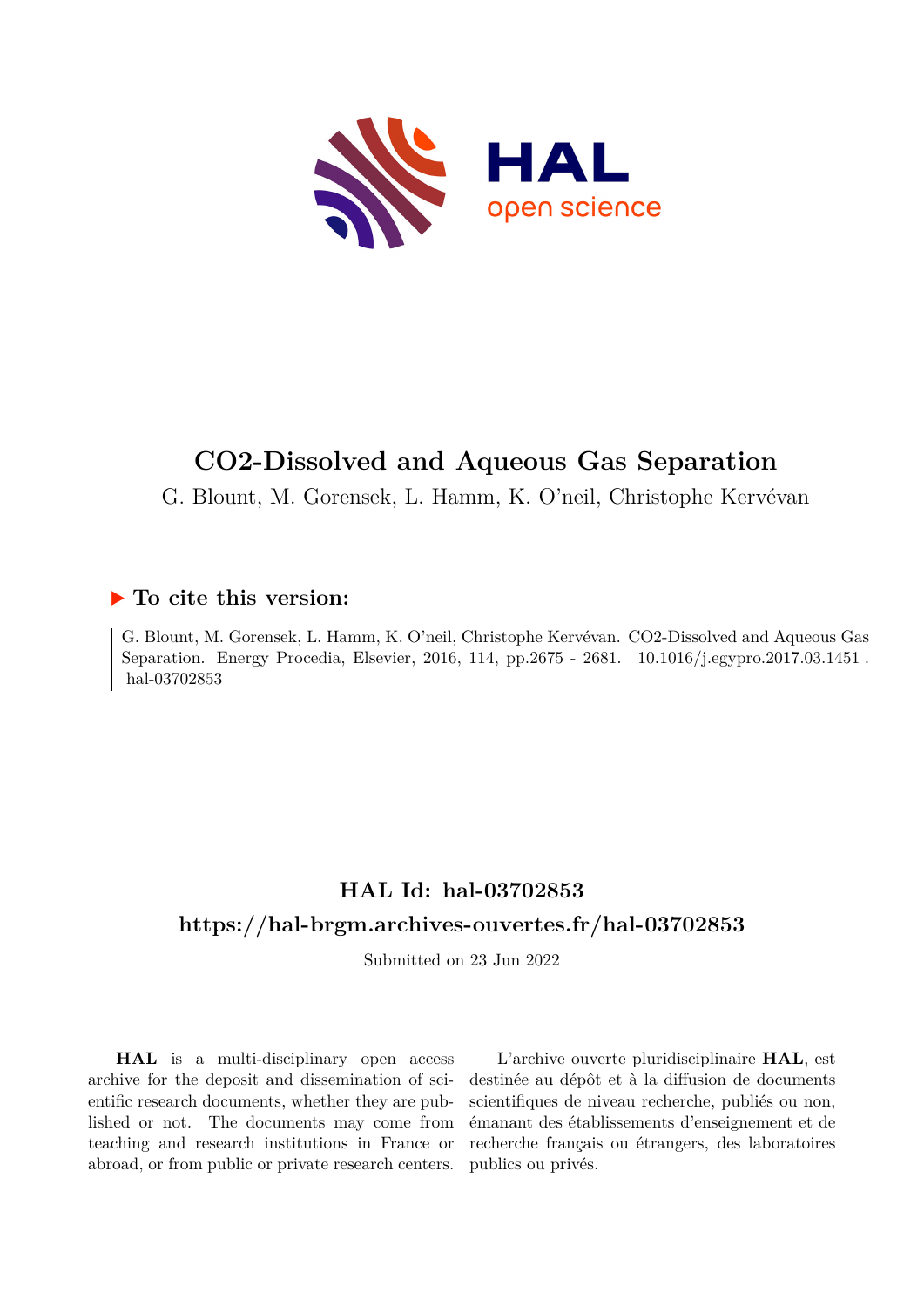# CO2-Dissolved and Aqueous Gas Separation

G. Blount, M. Gorensek, L. Hamm, K. O'neil, Christophe Kervévan

## ▶ To cite this version:

G. Blount, M. Gorensek, L. Hamm, K. O'neil, Christophe Kervévan. CO2-Dissolved and Aqueous Gas Separation. Energy Procedia, Elsevier, 2016, 114, pp.2675 - 2681. 10.1016/j.egypro.2017.03.1451 . hal-03702853

## HAL Id: hal-03702853

## https://hal-brgm.archives-ouvertes.fr/hal-03702853

Submitted on 23 Jun 2022

**HAL** is a multi-disciplinary open access archive for the deposit and dissemination of scientific research documents, whether they are published or not. The documents may come from teaching and research institutions in France or abroad, or from public or private research centers.

L'archive ouverte pluridisciplinaire **HAL**, est destinée au dépôt et à la diffusion de documents scientifiques de niveau recherche, publiés ou non, émanant des établissements d'enseignement et de recherche français ou étrangers, des laboratoires publics ou privés.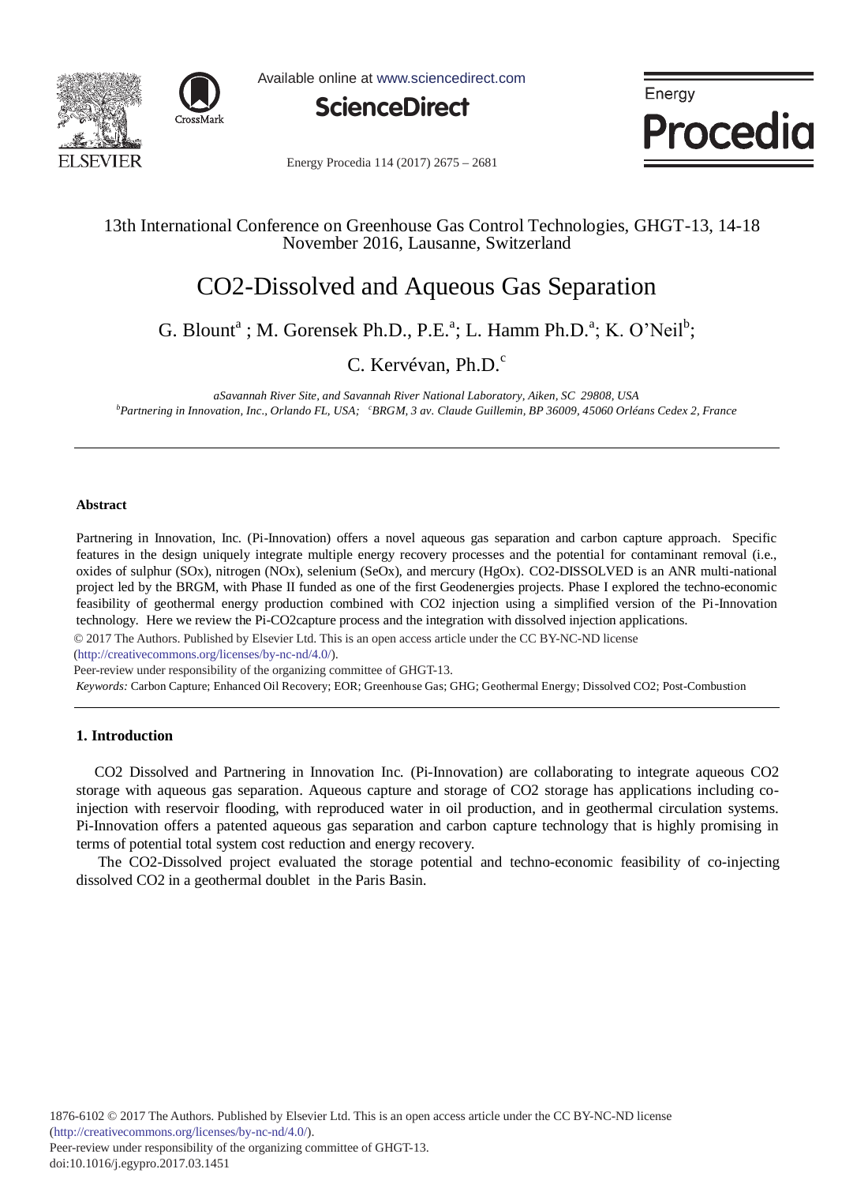# CO2-Dissolved and Aqueous Gas Separation

G. Blount[a] ; M. Gorensek Ph.D., P.E.[a]; L. Hamm Ph.D.[a]; K. O'Neil[b];

C. Kervévan, Ph.D.[c]

*aSavannah River Site, and Savannah River National Laboratory, Aiken, SC 29808, USA*
*[b]Partnering in Innovation, Inc., Orlando FL, USA; [c]BRGM, 3 av. Claude Guillemin, BP 36009, 45060 Orléans Cedex 2, France*

13th International Conference on Greenhouse Gas Control Technologies, GHGT-13, 14-18 November 2016, Lausanne, Switzerland

---

### Abstract

Partnering in Innovation, Inc. (Pi-Innovation) offers a novel aqueous gas separation and carbon capture approach. Specific features in the design uniquely integrate multiple energy recovery processes and the potential for contaminant removal (i.e., oxides of sulphur (SOx), nitrogen (NOx), selenium (SeOx), and mercury (HgOx). CO2-DISSOLVED is an ANR multi-national project led by the BRGM, with Phase II funded as one of the first Geodenergies projects. Phase I explored the techno-economic feasibility of geothermal energy production combined with CO2 injection using a simplified version of the Pi-Innovation technology. Here we review the Pi-CO2capture process and the integration with dissolved injection applications.

© 2017 The Authors. Published by Elsevier Ltd. This is an open access article under the CC BY-NC-ND license (http://creativecommons.org/licenses/by-nc-nd/4.0/).

Peer-review under responsibility of the organizing committee of GHGT-13.

*Keywords:* Carbon Capture; Enhanced Oil Recovery; EOR; Greenhouse Gas; GHG; Geothermal Energy; Dissolved CO2; Post-Combustion

---

## 1. Introduction

CO2 Dissolved and Partnering in Innovation Inc. (Pi-Innovation) are collaborating to integrate aqueous CO2 storage with aqueous gas separation. Aqueous capture and storage of CO2 storage has applications including co-injection with reservoir flooding, with reproduced water in oil production, and in geothermal circulation systems. Pi-Innovation offers a patented aqueous gas separation and carbon capture technology that is highly promising in terms of potential total system cost reduction and energy recovery.

The CO2-Dissolved project evaluated the storage potential and techno-economic feasibility of co-injecting dissolved CO2 in a geothermal doublet in the Paris Basin.

---

1876-6102 © 2017 The Authors. Published by Elsevier Ltd. This is an open access article under the CC BY-NC-ND license (http://creativecommons.org/licenses/by-nc-nd/4.0/).
Peer-review under responsibility of the organizing committee of GHGT-13.
doi:10.1016/j.egypro.2017.03.1451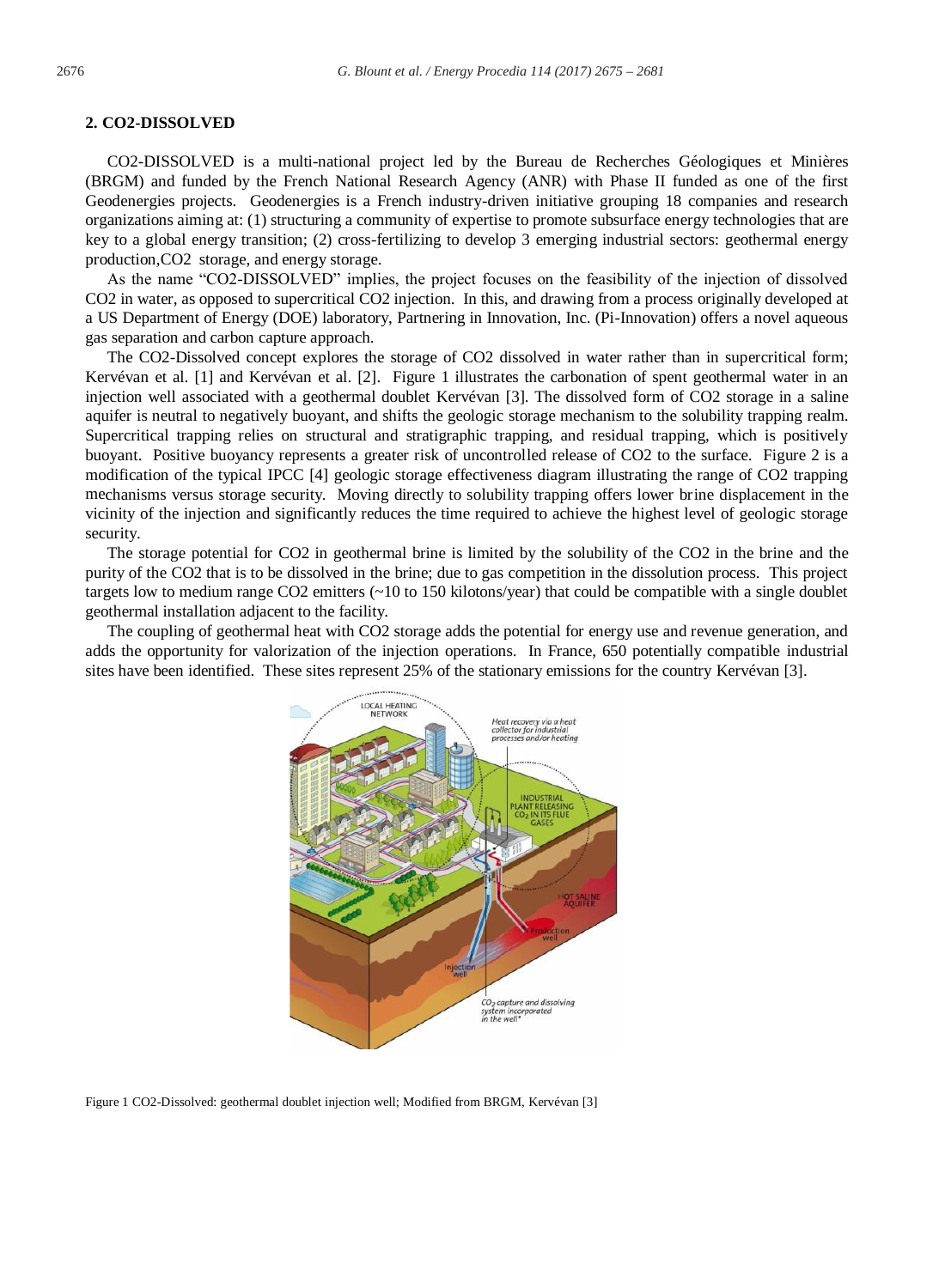## 2. CO2-DISSOLVED

CO2-DISSOLVED is a multi-national project led by the Bureau de Recherches Géologiques et Minières (BRGM) and funded by the French National Research Agency (ANR) with Phase II funded as one of the first Geodenergies projects. Geodenergies is a French industry-driven initiative grouping 18 companies and research organizations aiming at: (1) structuring a community of expertise to promote subsurface energy technologies that are key to a global energy transition; (2) cross-fertilizing to develop 3 emerging industrial sectors: geothermal energy production, $CO_2$ storage, and energy storage.

As the name "CO2-DISSOLVED" implies, the project focuses on the feasibility of the injection of dissolved $CO_2$ in water, as opposed to supercritical $CO_2$ injection. In this, and drawing from a process originally developed at a US Department of Energy (DOE) laboratory, Partnering in Innovation, Inc. (Pi-Innovation) offers a novel aqueous gas separation and carbon capture approach.

The CO2-Dissolved concept explores the storage of $CO_2$ dissolved in water rather than in supercritical form; Kervévan et al. [1] and Kervévan et al. [2]. Figure 1 illustrates the carbonation of spent geothermal water in an injection well associated with a geothermal doublet Kervévan [3]. The dissolved form of $CO_2$ storage in a saline aquifer is neutral to negatively buoyant, and shifts the geologic storage mechanism to the solubility trapping realm. Supercritical trapping relies on structural and stratigraphic trapping, and residual trapping, which is positively buoyant. Positive buoyancy represents a greater risk of uncontrolled release of $CO_2$ to the surface. Figure 2 is a modification of the typical IPCC [4] geologic storage effectiveness diagram illustrating the range of $CO_2$ trapping mechanisms versus storage security. Moving directly to solubility trapping offers lower brine displacement in the vicinity of the injection and significantly reduces the time required to achieve the highest level of geologic storage security.

The storage potential for $CO_2$ in geothermal brine is limited by the solubility of the $CO_2$ in the brine and the purity of the $CO_2$ that is to be dissolved in the brine; due to gas competition in the dissolution process. This project targets low to medium range $CO_2$ emitters (~10 to 150 kilotons/year) that could be compatible with a single doublet geothermal installation adjacent to the facility.

The coupling of geothermal heat with $CO_2$ storage adds the potential for energy use and revenue generation, and adds the opportunity for valorization of the injection operations. In France, 650 potentially compatible industrial sites have been identified. These sites represent 25% of the stationary emissions for the country Kervévan [3].

Figure 1 CO2-Dissolved: geothermal doublet injection well; Modified from BRGM, Kervévan [3]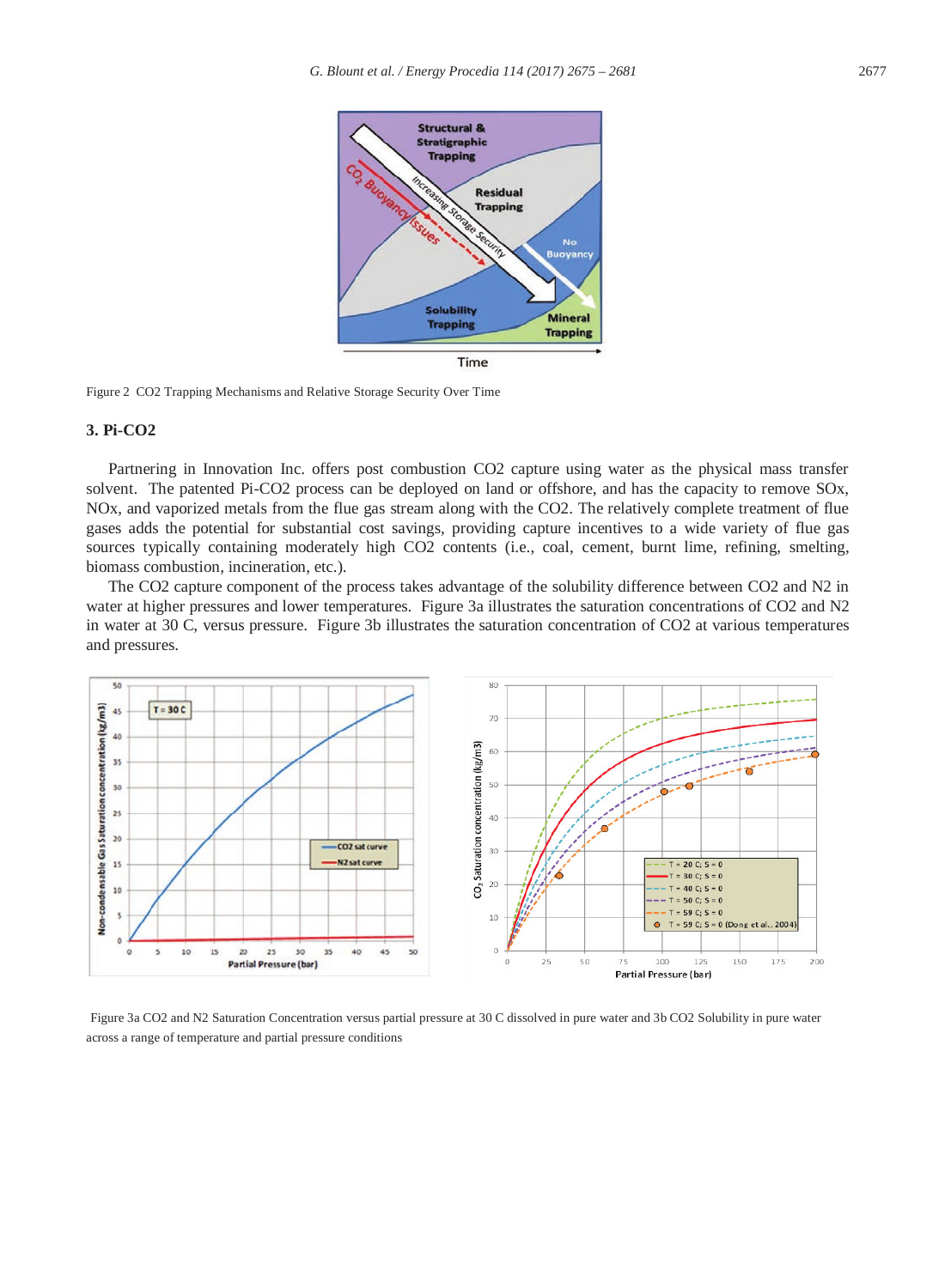Figure 2 CO2 Trapping Mechanisms and Relative Storage Security Over Time

### 3. Pi-CO2

Partnering in Innovation Inc. offers post combustion CO2 capture using water as the physical mass transfer solvent. The patented Pi-CO2 process can be deployed on land or offshore, and has the capacity to remove SOx, NOx, and vaporized metals from the flue gas stream along with the CO2. The relatively complete treatment of flue gases adds the potential for substantial cost savings, providing capture incentives to a wide variety of flue gas sources typically containing moderately high CO2 contents (i.e., coal, cement, burnt lime, refining, smelting, biomass combustion, incineration, etc.).

The CO2 capture component of the process takes advantage of the solubility difference between CO2 and N2 in water at higher pressures and lower temperatures. Figure 3a illustrates the saturation concentrations of CO2 and N2 in water at 30 C, versus pressure. Figure 3b illustrates the saturation concentration of CO2 at various temperatures and pressures.

Figure 3a CO2 and N2 Saturation Concentration versus partial pressure at 30 C dissolved in pure water and 3b CO2 Solubility in pure water across a range of temperature and partial pressure conditions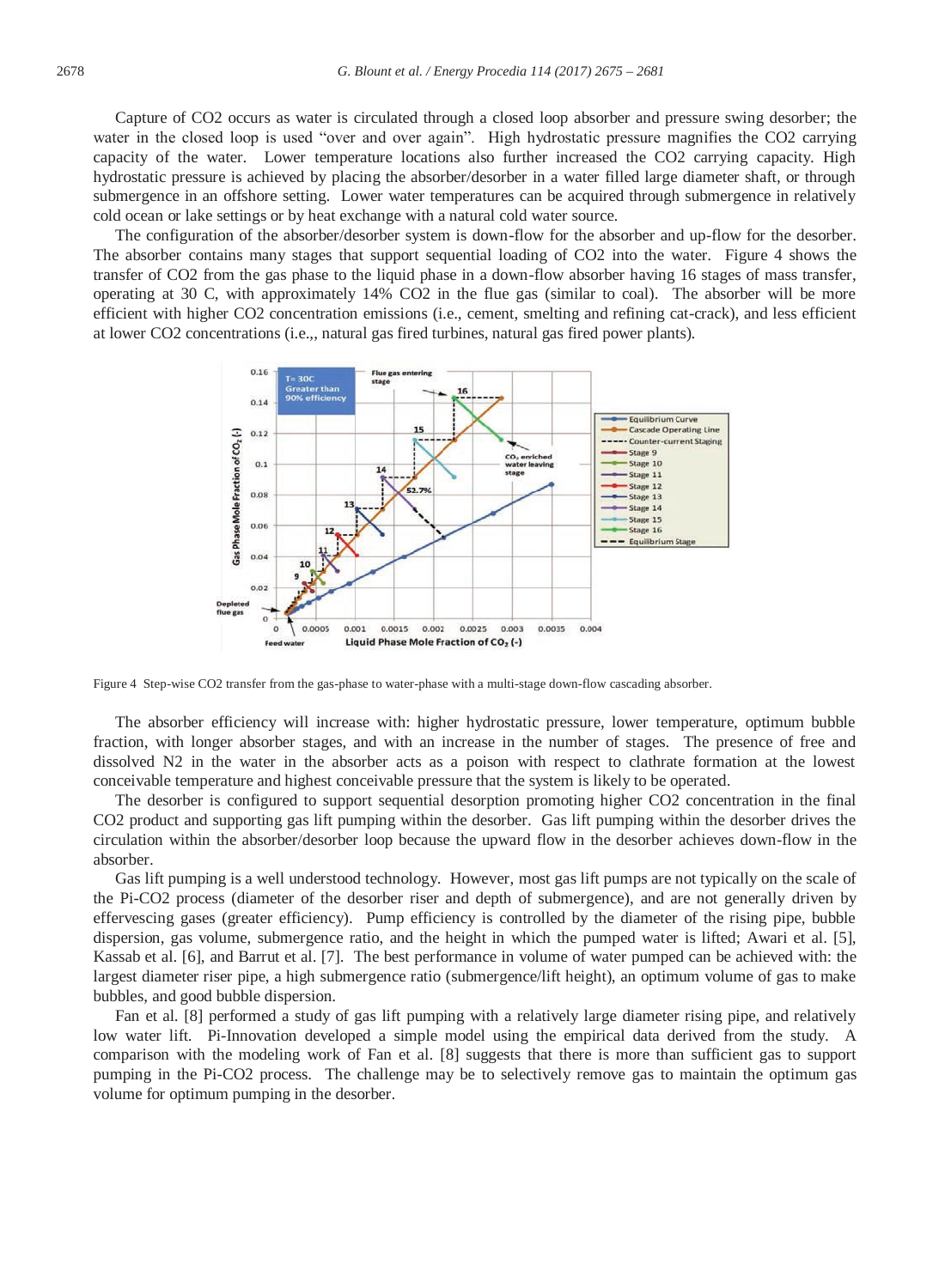Capture of CO2 occurs as water is circulated through a closed loop absorber and pressure swing desorber; the water in the closed loop is used "over and over again". High hydrostatic pressure magnifies the CO2 carrying capacity of the water. Lower temperature locations also further increased the CO2 carrying capacity. High hydrostatic pressure is achieved by placing the absorber/desorber in a water filled large diameter shaft, or through submergence in an offshore setting. Lower water temperatures can be acquired through submergence in relatively cold ocean or lake settings or by heat exchange with a natural cold water source.

The configuration of the absorber/desorber system is down-flow for the absorber and up-flow for the desorber. The absorber contains many stages that support sequential loading of CO2 into the water. Figure 4 shows the transfer of CO2 from the gas phase to the liquid phase in a down-flow absorber having 16 stages of mass transfer, operating at 30 C, with approximately 14% CO2 in the flue gas (similar to coal). The absorber will be more efficient with higher CO2 concentration emissions (i.e., cement, smelting and refining cat-crack), and less efficient at lower CO2 concentrations (i.e.,, natural gas fired turbines, natural gas fired power plants).

Figure 4 Step-wise CO2 transfer from the gas-phase to water-phase with a multi-stage down-flow cascading absorber.

The absorber efficiency will increase with: higher hydrostatic pressure, lower temperature, optimum bubble fraction, with longer absorber stages, and with an increase in the number of stages. The presence of free and dissolved N2 in the water in the absorber acts as a poison with respect to clathrate formation at the lowest conceivable temperature and highest conceivable pressure that the system is likely to be operated.

The desorber is configured to support sequential desorption promoting higher CO2 concentration in the final CO2 product and supporting gas lift pumping within the desorber. Gas lift pumping within the desorber drives the circulation within the absorber/desorber loop because the upward flow in the desorber achieves down-flow in the absorber.

Gas lift pumping is a well understood technology. However, most gas lift pumps are not typically on the scale of the Pi-CO2 process (diameter of the desorber riser and depth of submergence), and are not generally driven by effervescing gases (greater efficiency). Pump efficiency is controlled by the diameter of the rising pipe, bubble dispersion, gas volume, submergence ratio, and the height in which the pumped water is lifted; Awari et al. [5], Kassab et al. [6], and Barrut et al. [7]. The best performance in volume of water pumped can be achieved with: the largest diameter riser pipe, a high submergence ratio (submergence/lift height), an optimum volume of gas to make bubbles, and good bubble dispersion.

Fan et al. [8] performed a study of gas lift pumping with a relatively large diameter rising pipe, and relatively low water lift. Pi-Innovation developed a simple model using the empirical data derived from the study. A comparison with the modeling work of Fan et al. [8] suggests that there is more than sufficient gas to support pumping in the Pi-CO2 process. The challenge may be to selectively remove gas to maintain the optimum gas volume for optimum pumping in the desorber.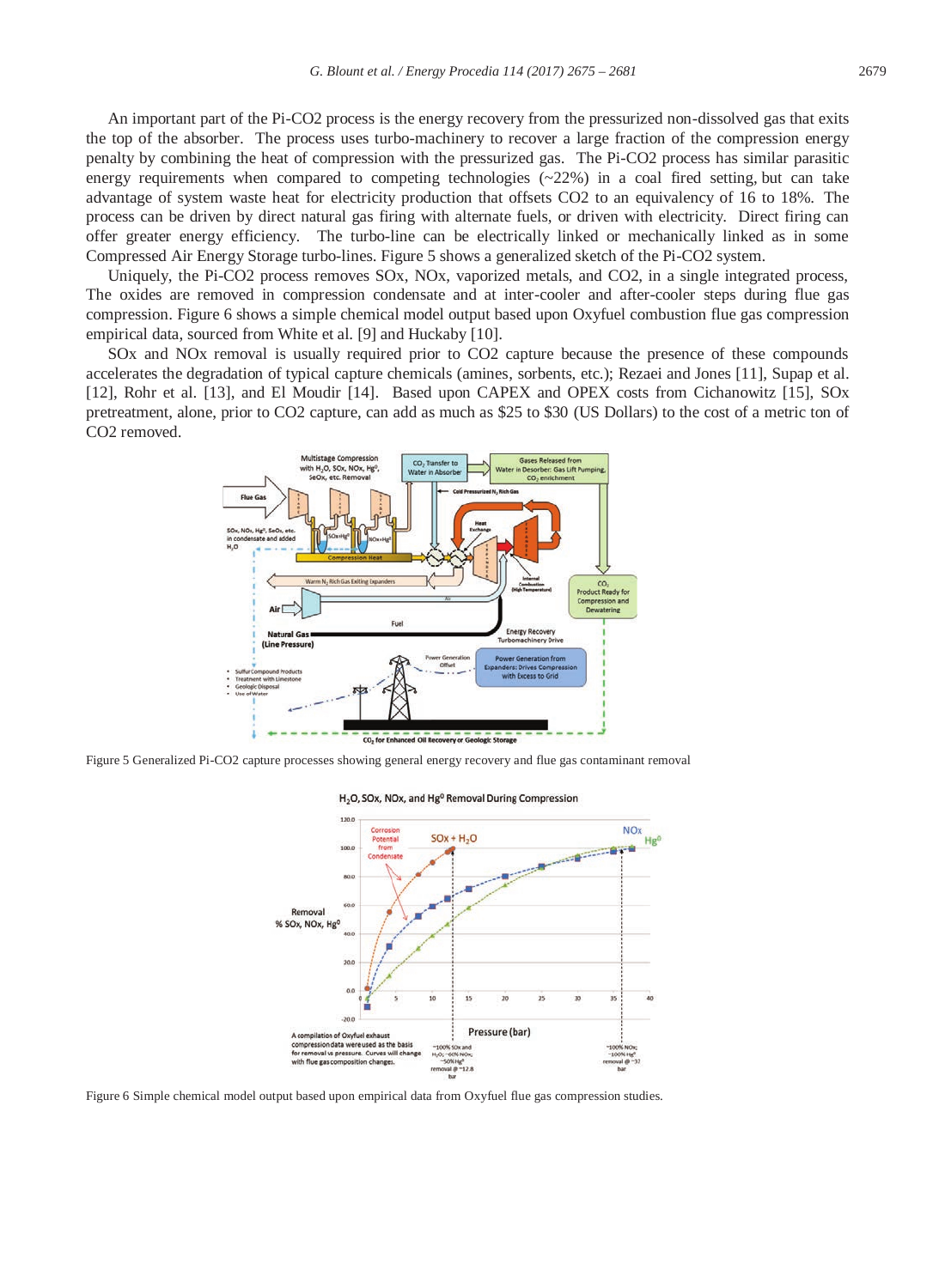An important part of the Pi-CO2 process is the energy recovery from the pressurized non-dissolved gas that exits the top of the absorber. The process uses turbo-machinery to recover a large fraction of the compression energy penalty by combining the heat of compression with the pressurized gas. The Pi-CO2 process has similar parasitic energy requirements when compared to competing technologies (~22%) in a coal fired setting, but can take advantage of system waste heat for electricity production that offsets CO2 to an equivalency of 16 to 18%. The process can be driven by direct natural gas firing with alternate fuels, or driven with electricity. Direct firing can offer greater energy efficiency. The turbo-line can be electrically linked or mechanically linked as in some Compressed Air Energy Storage turbo-lines. Figure 5 shows a generalized sketch of the Pi-CO2 system.

Uniquely, the Pi-CO2 process removes SOx, NOx, vaporized metals, and CO2, in a single integrated process, The oxides are removed in compression condensate and at inter-cooler and after-cooler steps during flue gas compression. Figure 6 shows a simple chemical model output based upon Oxyfuel combustion flue gas compression empirical data, sourced from White et al. [9] and Huckaby [10].

SOx and NOx removal is usually required prior to CO2 capture because the presence of these compounds accelerates the degradation of typical capture chemicals (amines, sorbents, etc.); Rezaei and Jones [11], Supap et al. [12], Rohr et al. [13], and El Moudir [14]. Based upon CAPEX and OPEX costs from Cichanowitz [15], SOx pretreatment, alone, prior to CO2 capture, can add as much as \$25 to \$30 (US Dollars) to the cost of a metric ton of CO2 removed.

Figure 5 Generalized Pi-CO2 capture processes showing general energy recovery and flue gas contaminant removal

Figure 6 Simple chemical model output based upon empirical data from Oxyfuel flue gas compression studies.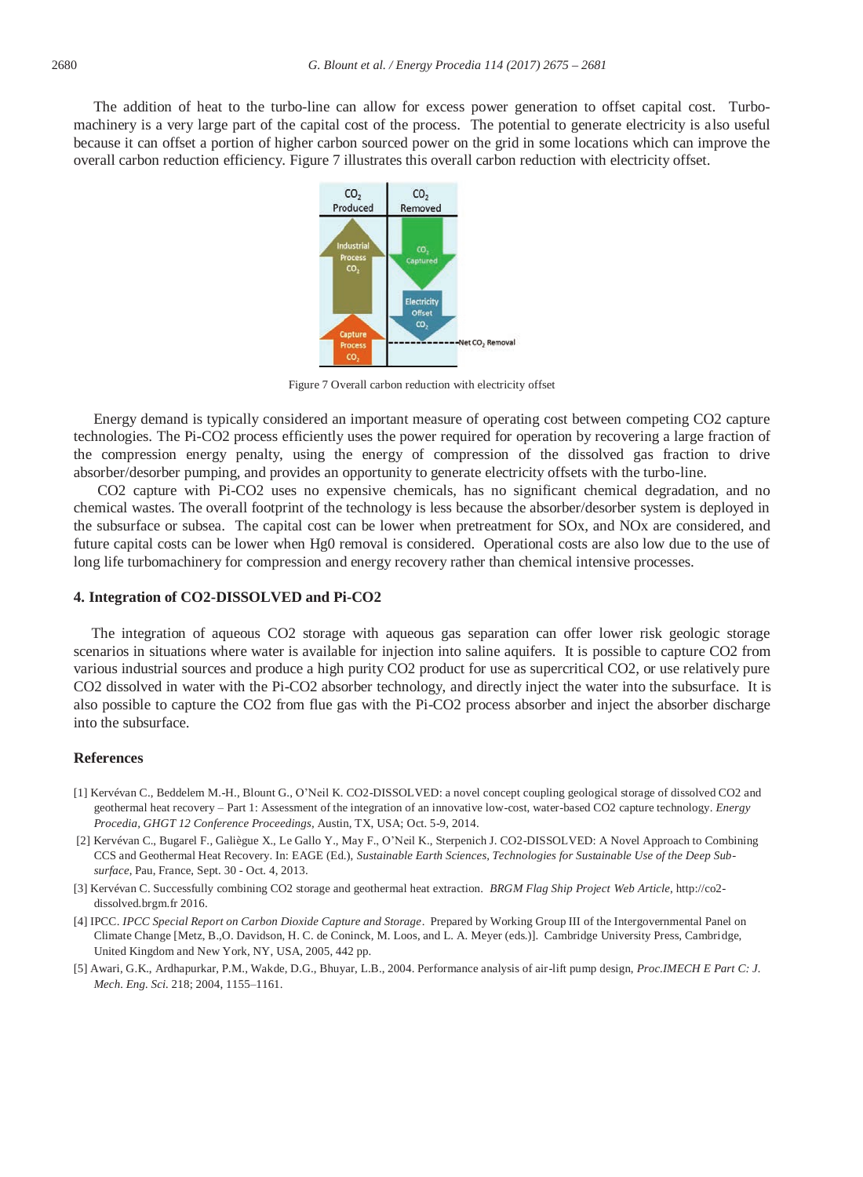The addition of heat to the turbo-line can allow for excess power generation to offset capital cost. Turbomachinery is a very large part of the capital cost of the process. The potential to generate electricity is also useful because it can offset a portion of higher carbon sourced power on the grid in some locations which can improve the overall carbon reduction efficiency. Figure 7 illustrates this overall carbon reduction with electricity offset.

Figure 7 Overall carbon reduction with electricity offset

Energy demand is typically considered an important measure of operating cost between competing CO2 capture technologies. The Pi-CO2 process efficiently uses the power required for operation by recovering a large fraction of the compression energy penalty, using the energy of compression of the dissolved gas fraction to drive absorber/desorber pumping, and provides an opportunity to generate electricity offsets with the turbo-line.

CO2 capture with Pi-CO2 uses no expensive chemicals, has no significant chemical degradation, and no chemical wastes. The overall footprint of the technology is less because the absorber/desorber system is deployed in the subsurface or subsea. The capital cost can be lower when pretreatment for SOx, and NOx are considered, and future capital costs can be lower when Hg0 removal is considered. Operational costs are also low due to the use of long life turbomachinery for compression and energy recovery rather than chemical intensive processes.

## 4. Integration of CO2-DISSOLVED and Pi-CO2

The integration of aqueous CO2 storage with aqueous gas separation can offer lower risk geologic storage scenarios in situations where water is available for injection into saline aquifers. It is possible to capture CO2 from various industrial sources and produce a high purity CO2 product for use as supercritical CO2, or use relatively pure CO2 dissolved in water with the Pi-CO2 absorber technology, and directly inject the water into the subsurface. It is also possible to capture the CO2 from flue gas with the Pi-CO2 process absorber and inject the absorber discharge into the subsurface.

## References

[1] Kervévan C., Beddelem M.-H., Blount G., O'Neil K. CO2-DISSOLVED: a novel concept coupling geological storage of dissolved CO2 and geothermal heat recovery – Part 1: Assessment of the integration of an innovative low-cost, water-based CO2 capture technology. *Energy Procedia, GHGT 12 Conference Proceedings*, Austin, TX, USA; Oct. 5-9, 2014.

[2] Kervévan C., Bugarel F., Galiègue X., Le Gallo Y., May F., O'Neil K., Sterpenich J. CO2-DISSOLVED: A Novel Approach to Combining CCS and Geothermal Heat Recovery. In: EAGE (Ed.), *Sustainable Earth Sciences, Technologies for Sustainable Use of the Deep Sub-surface*, Pau, France, Sept. 30 - Oct. 4, 2013.

[3] Kervévan C. Successfully combining CO2 storage and geothermal heat extraction. *BRGM Flag Ship Project Web Article*, http://co2-dissolved.brgm.fr 2016.

[4] IPCC. *IPCC Special Report on Carbon Dioxide Capture and Storage*. Prepared by Working Group III of the Intergovernmental Panel on Climate Change [Metz, B.,O. Davidson, H. C. de Coninck, M. Loos, and L. A. Meyer (eds.)]. Cambridge University Press, Cambridge, United Kingdom and New York, NY, USA, 2005, 442 pp.

[5] Awari, G.K., Ardhapurkar, P.M., Wakde, D.G., Bhuyar, L.B., 2004. Performance analysis of air-lift pump design, *Proc.IMECH E Part C: J. Mech. Eng. Sci.* 218; 2004, 1155–1161.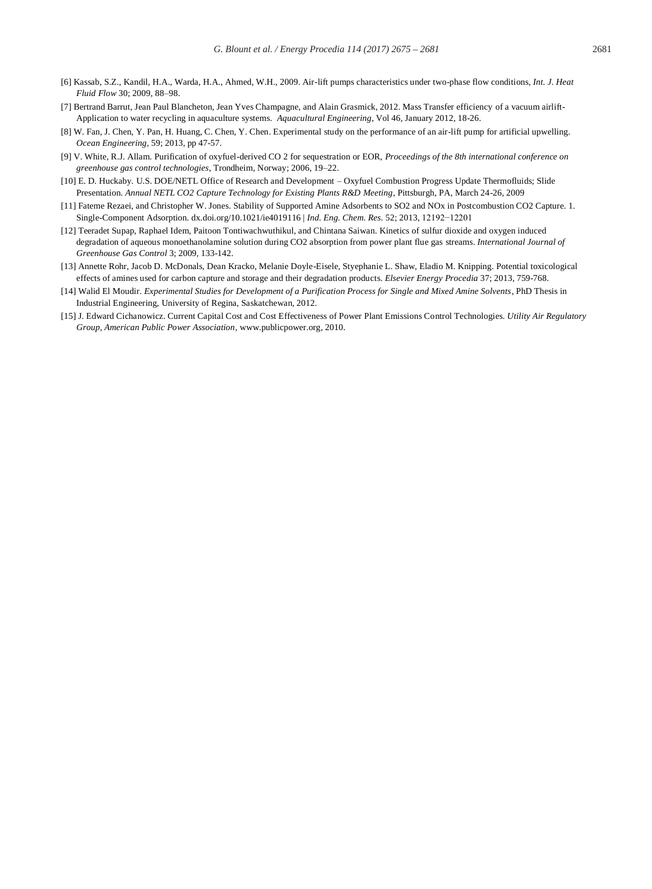[6] Kassab, S.Z., Kandil, H.A., Warda, H.A., Ahmed, W.H., 2009. Air-lift pumps characteristics under two-phase flow conditions, *Int. J. Heat Fluid Flow* 30; 2009, 88–98.

[7] Bertrand Barrut, Jean Paul Blancheton, Jean Yves Champagne, and Alain Grasmick, 2012. Mass Transfer efficiency of a vacuum airlift- Application to water recycling in aquaculture systems. *Aquacultural Engineering*, Vol 46, January 2012, 18-26.

[8] W. Fan, J. Chen, Y. Pan, H. Huang, C. Chen, Y. Chen. Experimental study on the performance of an air-lift pump for artificial upwelling. *Ocean Engineering*, 59; 2013, pp 47-57.

[9] V. White, R.J. Allam. Purification of oxyfuel-derived CO 2 for sequestration or EOR, *Proceedings of the 8th international conference on greenhouse gas control technologies*, Trondheim, Norway; 2006, 19–22.

[10] E. D. Huckaby. U.S. DOE/NETL Office of Research and Development – Oxyfuel Combustion Progress Update Thermofluids; Slide Presentation. *Annual NETL CO2 Capture Technology for Existing Plants R&D Meeting*, Pittsburgh, PA, March 24-26, 2009

[11] Fateme Rezaei, and Christopher W. Jones. Stability of Supported Amine Adsorbents to SO2 and NOx in Postcombustion CO2 Capture. 1. Single-Component Adsorption. dx.doi.org/10.1021/ie4019116 | *Ind. Eng. Chem. Res.* 52; 2013, 12192−12201

[12] Teeradet Supap, Raphael Idem, Paitoon Tontiwachwuthikul, and Chintana Saiwan. Kinetics of sulfur dioxide and oxygen induced degradation of aqueous monoethanolamine solution during CO2 absorption from power plant flue gas streams. *International Journal of Greenhouse Gas Control* 3; 2009, 133-142.

[13] Annette Rohr, Jacob D. McDonals, Dean Kracko, Melanie Doyle-Eisele, Styephanie L. Shaw, Eladio M. Knipping. Potential toxicological effects of amines used for carbon capture and storage and their degradation products. *Elsevier Energy Procedia* 37; 2013, 759-768.

[14] Walid El Moudir. *Experimental Studies for Development of a Purification Process for Single and Mixed Amine Solvents*, PhD Thesis in Industrial Engineering, University of Regina, Saskatchewan, 2012.

[15] J. Edward Cichanowicz. Current Capital Cost and Cost Effectiveness of Power Plant Emissions Control Technologies. *Utility Air Regulatory Group, American Public Power Association*, www.publicpower.org, 2010.